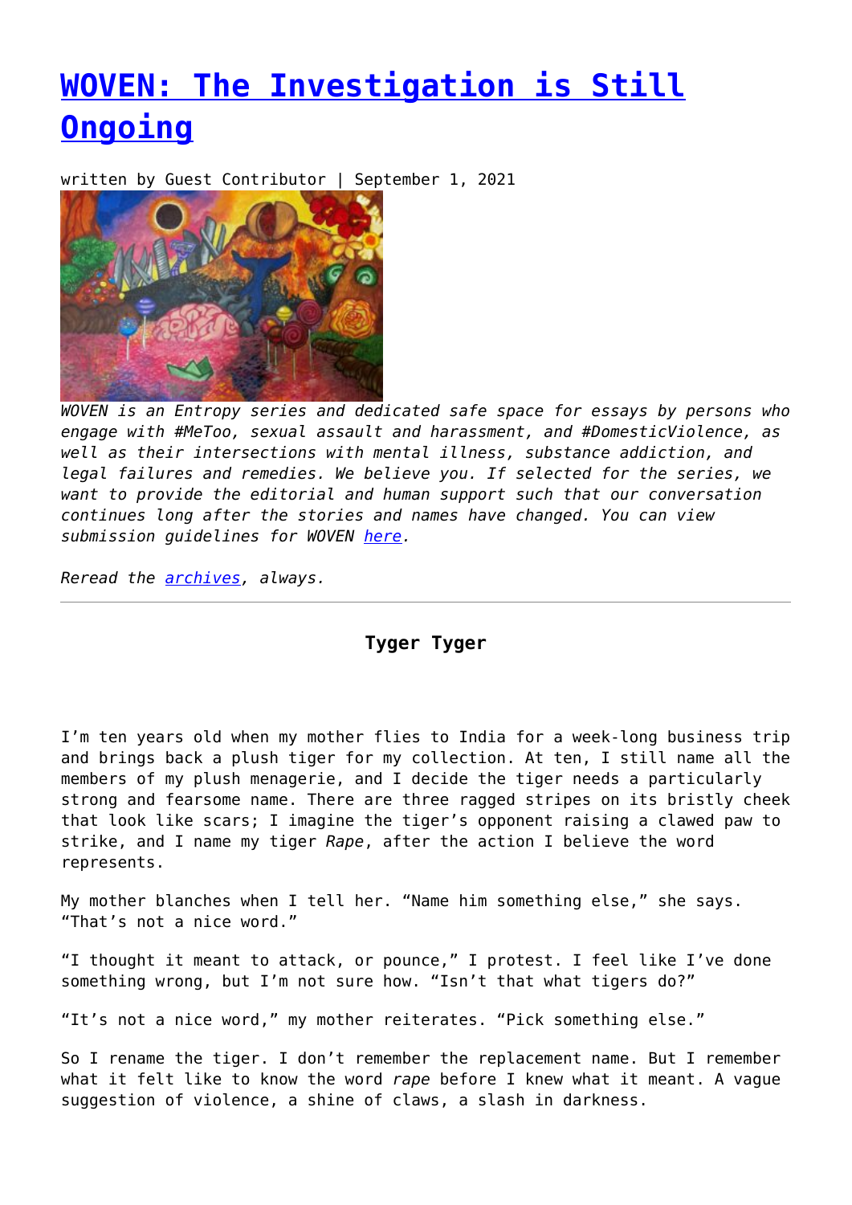# [WOVEN: The Investigation is Still Ongoing]()

written by Guest Contributor | September 1, 2021

*WOVEN is an Entropy series and dedicated safe space for essays by persons who engage with #MeToo, sexual assault and harassment, and #DomesticViolence, as well as their intersections with mental illness, substance addiction, and legal failures and remedies. We believe you. If selected for the series, we want to provide the editorial and human support such that our conversation continues long after the stories and names have changed. You can view submission guidelines for WOVEN [here]().*

*Reread the [archives](), always.*

---

**Tyger Tyger**

I'm ten years old when my mother flies to India for a week-long business trip and brings back a plush tiger for my collection. At ten, I still name all the members of my plush menagerie, and I decide the tiger needs a particularly strong and fearsome name. There are three ragged stripes on its bristly cheek that look like scars; I imagine the tiger's opponent raising a clawed paw to strike, and I name my tiger *Rape*, after the action I believe the word represents.

My mother blanches when I tell her. "Name him something else," she says. "That's not a nice word."

"I thought it meant to attack, or pounce," I protest. I feel like I've done something wrong, but I'm not sure how. "Isn't that what tigers do?"

"It's not a nice word," my mother reiterates. "Pick something else."

So I rename the tiger. I don't remember the replacement name. But I remember what it felt like to know the word *rape* before I knew what it meant. A vague suggestion of violence, a shine of claws, a slash in darkness.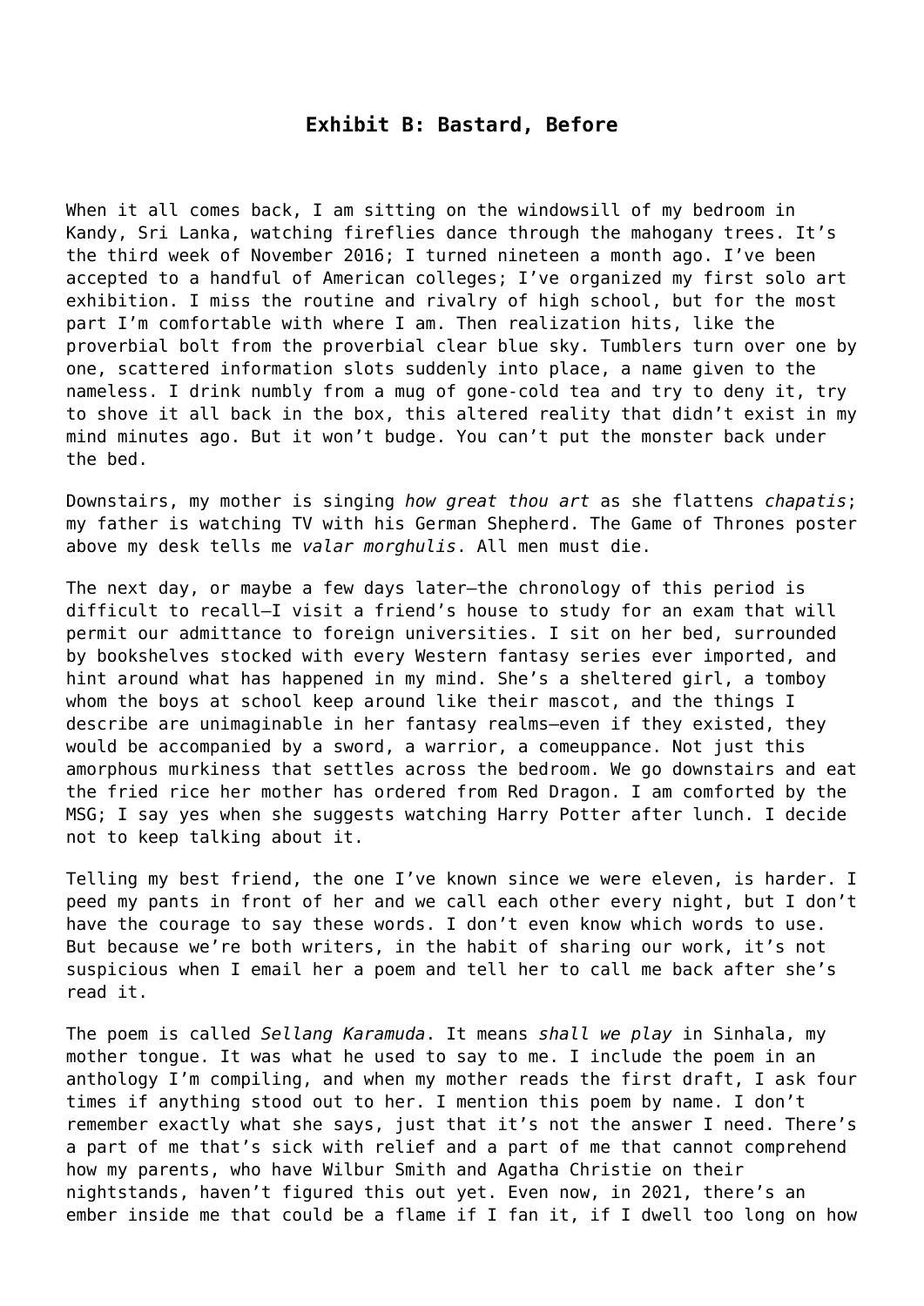## Exhibit B: Bastard, Before

When it all comes back, I am sitting on the windowsill of my bedroom in Kandy, Sri Lanka, watching fireflies dance through the mahogany trees. It's the third week of November 2016; I turned nineteen a month ago. I've been accepted to a handful of American colleges; I've organized my first solo art exhibition. I miss the routine and rivalry of high school, but for the most part I'm comfortable with where I am. Then realization hits, like the proverbial bolt from the proverbial clear blue sky. Tumblers turn over one by one, scattered information slots suddenly into place, a name given to the nameless. I drink numbly from a mug of gone-cold tea and try to deny it, try to shove it all back in the box, this altered reality that didn't exist in my mind minutes ago. But it won't budge. You can't put the monster back under the bed.

Downstairs, my mother is singing *how great thou art* as she flattens *chapatis*; my father is watching TV with his German Shepherd. The Game of Thrones poster above my desk tells me *valar morghulis*. All men must die.

The next day, or maybe a few days later—the chronology of this period is difficult to recall—I visit a friend's house to study for an exam that will permit our admittance to foreign universities. I sit on her bed, surrounded by bookshelves stocked with every Western fantasy series ever imported, and hint around what has happened in my mind. She's a sheltered girl, a tomboy whom the boys at school keep around like their mascot, and the things I describe are unimaginable in her fantasy realms—even if they existed, they would be accompanied by a sword, a warrior, a comeuppance. Not just this amorphous murkiness that settles across the bedroom. We go downstairs and eat the fried rice her mother has ordered from Red Dragon. I am comforted by the MSG; I say yes when she suggests watching Harry Potter after lunch. I decide not to keep talking about it.

Telling my best friend, the one I've known since we were eleven, is harder. I peed my pants in front of her and we call each other every night, but I don't have the courage to say these words. I don't even know which words to use. But because we're both writers, in the habit of sharing our work, it's not suspicious when I email her a poem and tell her to call me back after she's read it.

The poem is called *Sellang Karamuda*. It means *shall we play* in Sinhala, my mother tongue. It was what he used to say to me. I include the poem in an anthology I'm compiling, and when my mother reads the first draft, I ask four times if anything stood out to her. I mention this poem by name. I don't remember exactly what she says, just that it's not the answer I need. There's a part of me that's sick with relief and a part of me that cannot comprehend how my parents, who have Wilbur Smith and Agatha Christie on their nightstands, haven't figured this out yet. Even now, in 2021, there's an ember inside me that could be a flame if I fan it, if I dwell too long on how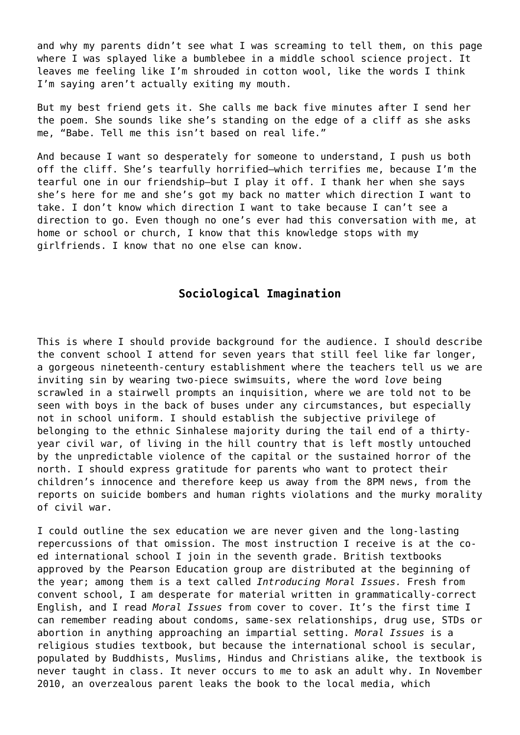and why my parents didn't see what I was screaming to tell them, on this page where I was splayed like a bumblebee in a middle school science project. It leaves me feeling like I'm shrouded in cotton wool, like the words I think I'm saying aren't actually exiting my mouth.

But my best friend gets it. She calls me back five minutes after I send her the poem. She sounds like she's standing on the edge of a cliff as she asks me, "Babe. Tell me this isn't based on real life."

And because I want so desperately for someone to understand, I push us both off the cliff. She's tearfully horrified—which terrifies me, because I'm the tearful one in our friendship—but I play it off. I thank her when she says she's here for me and she's got my back no matter which direction I want to take. I don't know which direction I want to take because I can't see a direction to go. Even though no one's ever had this conversation with me, at home or school or church, I know that this knowledge stops with my girlfriends. I know that no one else can know.

## Sociological Imagination

This is where I should provide background for the audience. I should describe the convent school I attend for seven years that still feel like far longer, a gorgeous nineteenth-century establishment where the teachers tell us we are inviting sin by wearing two-piece swimsuits, where the word *love* being scrawled in a stairwell prompts an inquisition, where we are told not to be seen with boys in the back of buses under any circumstances, but especially not in school uniform. I should establish the subjective privilege of belonging to the ethnic Sinhalese majority during the tail end of a thirty-year civil war, of living in the hill country that is left mostly untouched by the unpredictable violence of the capital or the sustained horror of the north. I should express gratitude for parents who want to protect their children's innocence and therefore keep us away from the 8PM news, from the reports on suicide bombers and human rights violations and the murky morality of civil war.

I could outline the sex education we are never given and the long-lasting repercussions of that omission. The most instruction I receive is at the co-ed international school I join in the seventh grade. British textbooks approved by the Pearson Education group are distributed at the beginning of the year; among them is a text called *Introducing Moral Issues.* Fresh from convent school, I am desperate for material written in grammatically-correct English, and I read *Moral Issues* from cover to cover. It's the first time I can remember reading about condoms, same-sex relationships, drug use, STDs or abortion in anything approaching an impartial setting. *Moral Issues* is a religious studies textbook, but because the international school is secular, populated by Buddhists, Muslims, Hindus and Christians alike, the textbook is never taught in class. It never occurs to me to ask an adult why. In November 2010, an overzealous parent leaks the book to the local media, which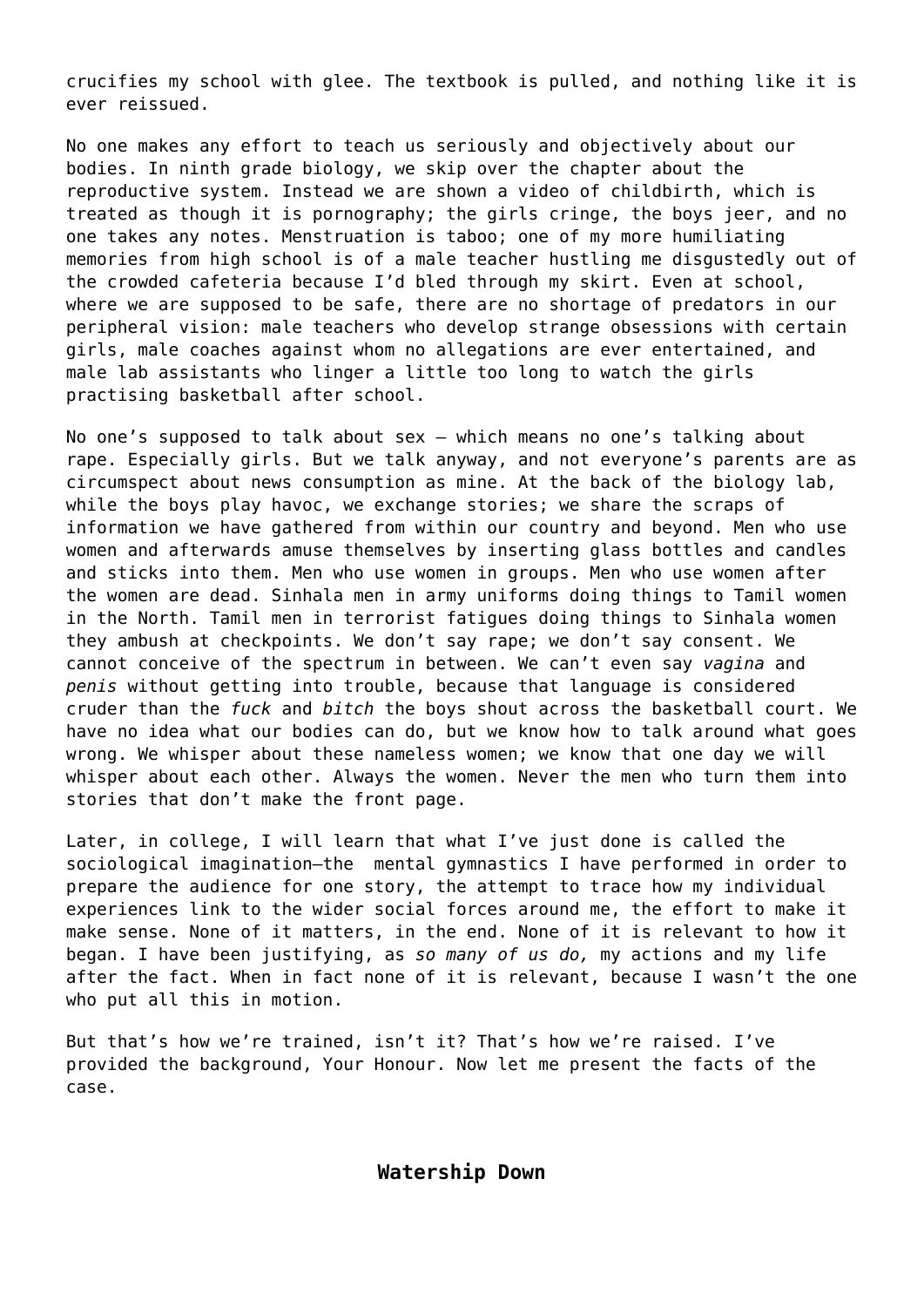crucifies my school with glee. The textbook is pulled, and nothing like it is ever reissued.

No one makes any effort to teach us seriously and objectively about our bodies. In ninth grade biology, we skip over the chapter about the reproductive system. Instead we are shown a video of childbirth, which is treated as though it is pornography; the girls cringe, the boys jeer, and no one takes any notes. Menstruation is taboo; one of my more humiliating memories from high school is of a male teacher hustling me disgustedly out of the crowded cafeteria because I'd bled through my skirt. Even at school, where we are supposed to be safe, there are no shortage of predators in our peripheral vision: male teachers who develop strange obsessions with certain girls, male coaches against whom no allegations are ever entertained, and male lab assistants who linger a little too long to watch the girls practising basketball after school.

No one's supposed to talk about sex – which means no one's talking about rape. Especially girls. But we talk anyway, and not everyone's parents are as circumspect about news consumption as mine. At the back of the biology lab, while the boys play havoc, we exchange stories; we share the scraps of information we have gathered from within our country and beyond. Men who use women and afterwards amuse themselves by inserting glass bottles and candles and sticks into them. Men who use women in groups. Men who use women after the women are dead. Sinhala men in army uniforms doing things to Tamil women in the North. Tamil men in terrorist fatigues doing things to Sinhala women they ambush at checkpoints. We don't say rape; we don't say consent. We cannot conceive of the spectrum in between. We can't even say *vagina* and *penis* without getting into trouble, because that language is considered cruder than the *fuck* and *bitch* the boys shout across the basketball court. We have no idea what our bodies can do, but we know how to talk around what goes wrong. We whisper about these nameless women; we know that one day we will whisper about each other. Always the women. Never the men who turn them into stories that don't make the front page.

Later, in college, I will learn that what I've just done is called the sociological imagination—the mental gymnastics I have performed in order to prepare the audience for one story, the attempt to trace how my individual experiences link to the wider social forces around me, the effort to make it make sense. None of it matters, in the end. None of it is relevant to how it began. I have been justifying, as *so many of us do,* my actions and my life after the fact. When in fact none of it is relevant, because I wasn't the one who put all this in motion.

But that's how we're trained, isn't it? That's how we're raised. I've provided the background, Your Honour. Now let me present the facts of the case.

## Watership Down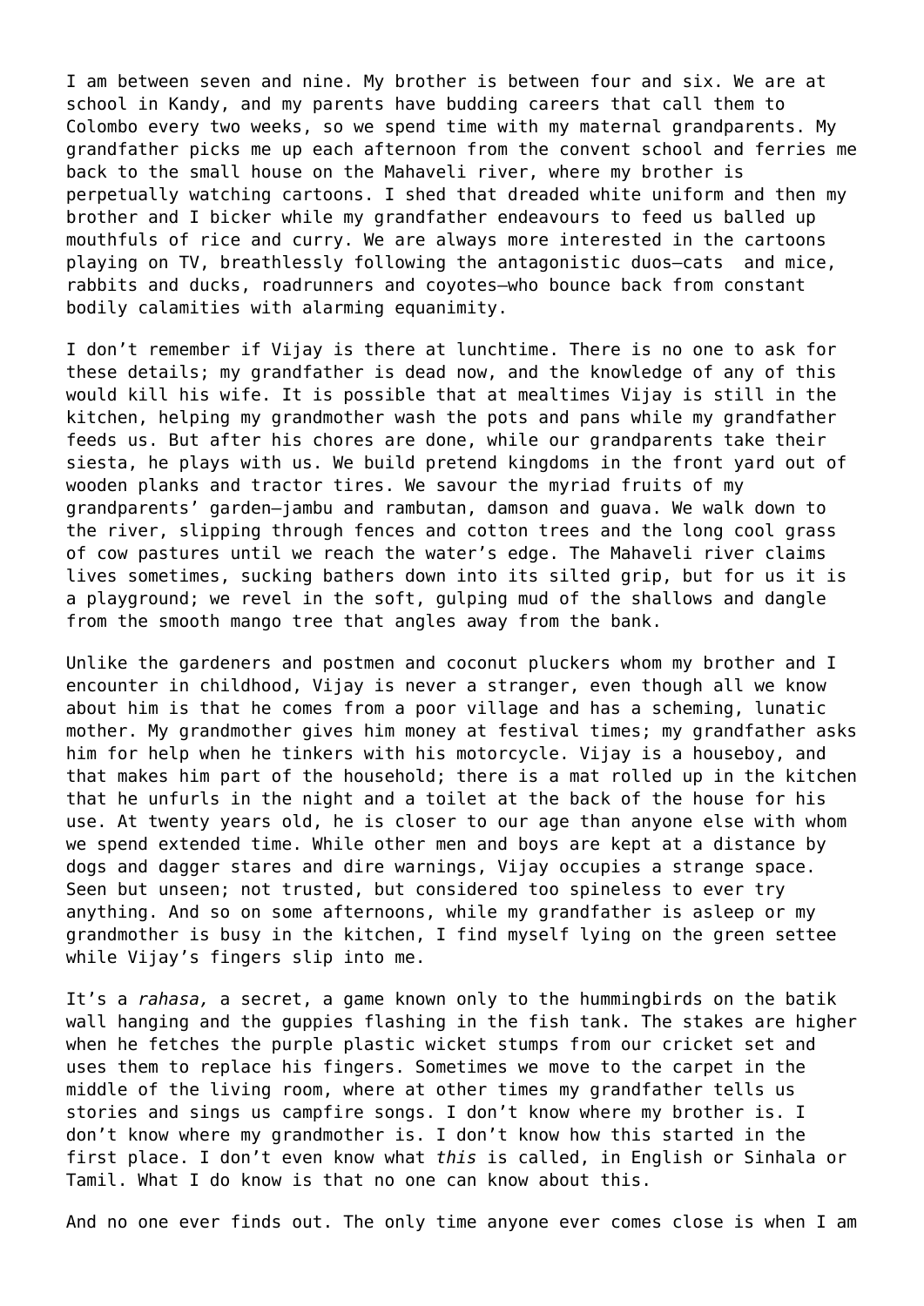I am between seven and nine. My brother is between four and six. We are at school in Kandy, and my parents have budding careers that call them to Colombo every two weeks, so we spend time with my maternal grandparents. My grandfather picks me up each afternoon from the convent school and ferries me back to the small house on the Mahaveli river, where my brother is perpetually watching cartoons. I shed that dreaded white uniform and then my brother and I bicker while my grandfather endeavours to feed us balled up mouthfuls of rice and curry. We are always more interested in the cartoons playing on TV, breathlessly following the antagonistic duos—cats and mice, rabbits and ducks, roadrunners and coyotes—who bounce back from constant bodily calamities with alarming equanimity.

I don't remember if Vijay is there at lunchtime. There is no one to ask for these details; my grandfather is dead now, and the knowledge of any of this would kill his wife. It is possible that at mealtimes Vijay is still in the kitchen, helping my grandmother wash the pots and pans while my grandfather feeds us. But after his chores are done, while our grandparents take their siesta, he plays with us. We build pretend kingdoms in the front yard out of wooden planks and tractor tires. We savour the myriad fruits of my grandparents' garden—jambu and rambutan, damson and guava. We walk down to the river, slipping through fences and cotton trees and the long cool grass of cow pastures until we reach the water's edge. The Mahaveli river claims lives sometimes, sucking bathers down into its silted grip, but for us it is a playground; we revel in the soft, gulping mud of the shallows and dangle from the smooth mango tree that angles away from the bank.

Unlike the gardeners and postmen and coconut pluckers whom my brother and I encounter in childhood, Vijay is never a stranger, even though all we know about him is that he comes from a poor village and has a scheming, lunatic mother. My grandmother gives him money at festival times; my grandfather asks him for help when he tinkers with his motorcycle. Vijay is a houseboy, and that makes him part of the household; there is a mat rolled up in the kitchen that he unfurls in the night and a toilet at the back of the house for his use. At twenty years old, he is closer to our age than anyone else with whom we spend extended time. While other men and boys are kept at a distance by dogs and dagger stares and dire warnings, Vijay occupies a strange space. Seen but unseen; not trusted, but considered too spineless to ever try anything. And so on some afternoons, while my grandfather is asleep or my grandmother is busy in the kitchen, I find myself lying on the green settee while Vijay's fingers slip into me.

It's a *rahasa,* a secret, a game known only to the hummingbirds on the batik wall hanging and the guppies flashing in the fish tank. The stakes are higher when he fetches the purple plastic wicket stumps from our cricket set and uses them to replace his fingers. Sometimes we move to the carpet in the middle of the living room, where at other times my grandfather tells us stories and sings us campfire songs. I don't know where my brother is. I don't know where my grandmother is. I don't know how this started in the first place. I don't even know what *this* is called, in English or Sinhala or Tamil. What I do know is that no one can know about this.

And no one ever finds out. The only time anyone ever comes close is when I am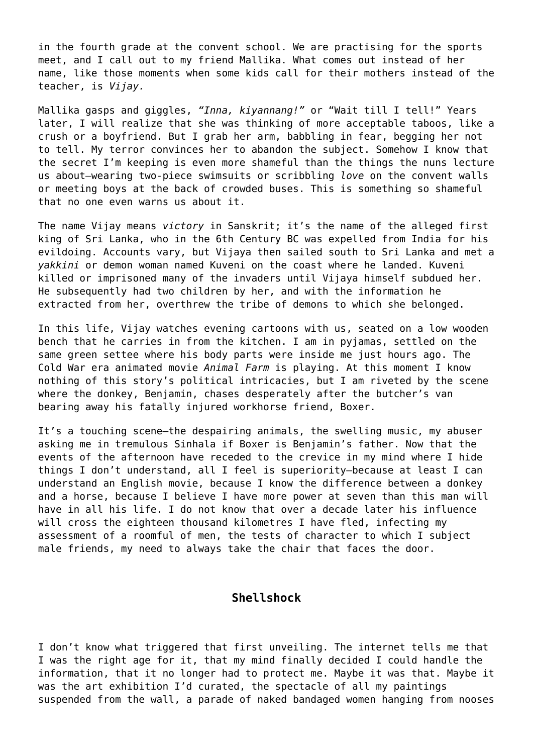in the fourth grade at the convent school. We are practising for the sports meet, and I call out to my friend Mallika. What comes out instead of her name, like those moments when some kids call for their mothers instead of the teacher, is *Vijay.*

Mallika gasps and giggles, *"Inna, kiyannang!"* or "Wait till I tell!" Years later, I will realize that she was thinking of more acceptable taboos, like a crush or a boyfriend. But I grab her arm, babbling in fear, begging her not to tell. My terror convinces her to abandon the subject. Somehow I know that the secret I'm keeping is even more shameful than the things the nuns lecture us about—wearing two-piece swimsuits or scribbling *love* on the convent walls or meeting boys at the back of crowded buses. This is something so shameful that no one even warns us about it.

The name Vijay means *victory* in Sanskrit; it's the name of the alleged first king of Sri Lanka, who in the 6th Century BC was expelled from India for his evildoing. Accounts vary, but Vijaya then sailed south to Sri Lanka and met a *yakkini* or demon woman named Kuveni on the coast where he landed. Kuveni killed or imprisoned many of the invaders until Vijaya himself subdued her. He subsequently had two children by her, and with the information he extracted from her, overthrew the tribe of demons to which she belonged.

In this life, Vijay watches evening cartoons with us, seated on a low wooden bench that he carries in from the kitchen. I am in pyjamas, settled on the same green settee where his body parts were inside me just hours ago. The Cold War era animated movie *Animal Farm* is playing. At this moment I know nothing of this story's political intricacies, but I am riveted by the scene where the donkey, Benjamin, chases desperately after the butcher's van bearing away his fatally injured workhorse friend, Boxer.

It's a touching scene—the despairing animals, the swelling music, my abuser asking me in tremulous Sinhala if Boxer is Benjamin's father. Now that the events of the afternoon have receded to the crevice in my mind where I hide things I don't understand, all I feel is superiority—because at least I can understand an English movie, because I know the difference between a donkey and a horse, because I believe I have more power at seven than this man will have in all his life. I do not know that over a decade later his influence will cross the eighteen thousand kilometres I have fled, infecting my assessment of a roomful of men, the tests of character to which I subject male friends, my need to always take the chair that faces the door.

## Shellshock

I don't know what triggered that first unveiling. The internet tells me that I was the right age for it, that my mind finally decided I could handle the information, that it no longer had to protect me. Maybe it was that. Maybe it was the art exhibition I'd curated, the spectacle of all my paintings suspended from the wall, a parade of naked bandaged women hanging from nooses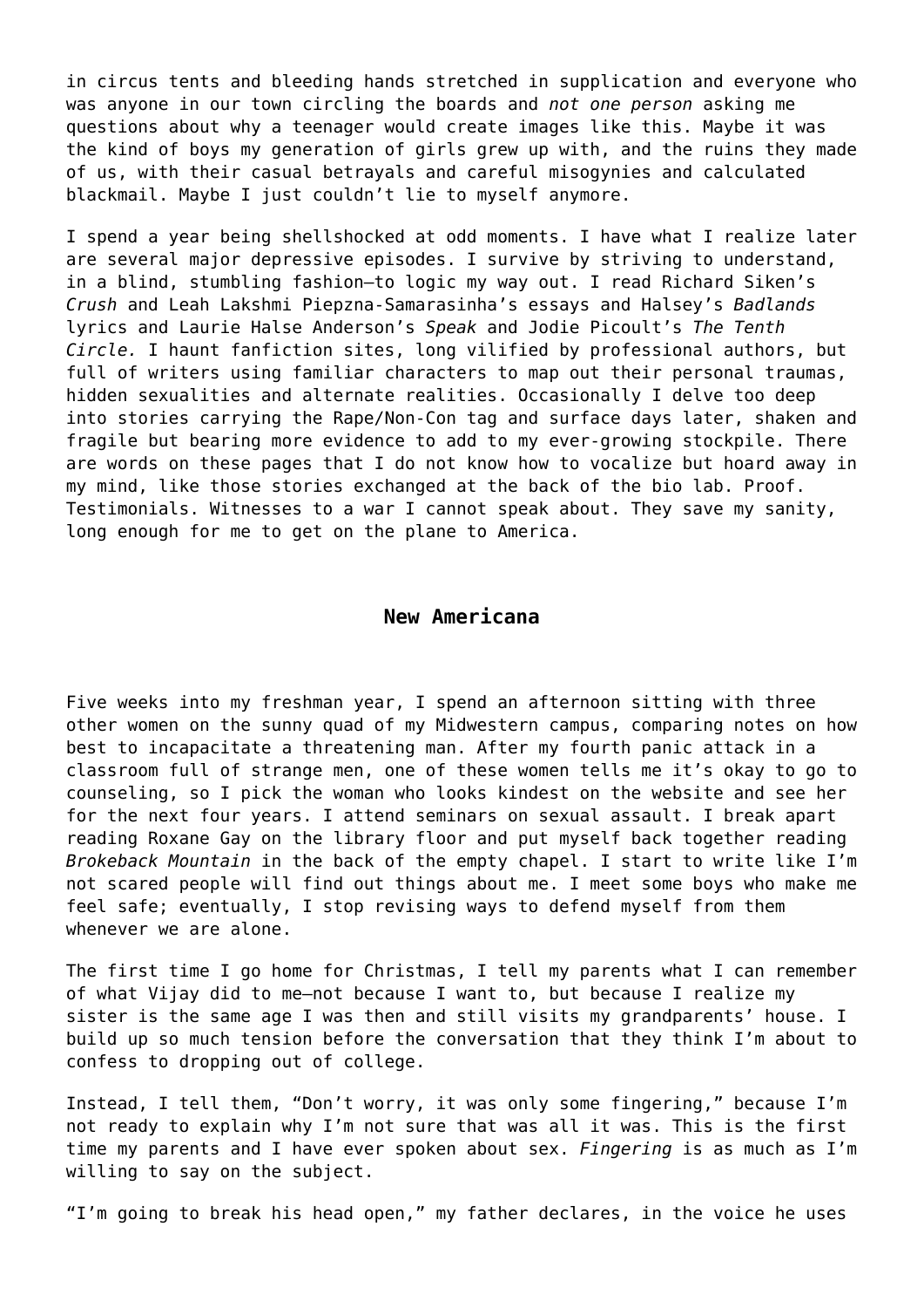in circus tents and bleeding hands stretched in supplication and everyone who was anyone in our town circling the boards and *not one person* asking me questions about why a teenager would create images like this. Maybe it was the kind of boys my generation of girls grew up with, and the ruins they made of us, with their casual betrayals and careful misogynies and calculated blackmail. Maybe I just couldn't lie to myself anymore.

I spend a year being shellshocked at odd moments. I have what I realize later are several major depressive episodes. I survive by striving to understand, in a blind, stumbling fashion—to logic my way out. I read Richard Siken's *Crush* and Leah Lakshmi Piepzna-Samarasinha's essays and Halsey's *Badlands* lyrics and Laurie Halse Anderson's *Speak* and Jodie Picoult's *The Tenth Circle.* I haunt fanfiction sites, long vilified by professional authors, but full of writers using familiar characters to map out their personal traumas, hidden sexualities and alternate realities. Occasionally I delve too deep into stories carrying the Rape/Non-Con tag and surface days later, shaken and fragile but bearing more evidence to add to my ever-growing stockpile. There are words on these pages that I do not know how to vocalize but hoard away in my mind, like those stories exchanged at the back of the bio lab. Proof. Testimonials. Witnesses to a war I cannot speak about. They save my sanity, long enough for me to get on the plane to America.

## New Americana

Five weeks into my freshman year, I spend an afternoon sitting with three other women on the sunny quad of my Midwestern campus, comparing notes on how best to incapacitate a threatening man. After my fourth panic attack in a classroom full of strange men, one of these women tells me it's okay to go to counseling, so I pick the woman who looks kindest on the website and see her for the next four years. I attend seminars on sexual assault. I break apart reading Roxane Gay on the library floor and put myself back together reading *Brokeback Mountain* in the back of the empty chapel. I start to write like I'm not scared people will find out things about me. I meet some boys who make me feel safe; eventually, I stop revising ways to defend myself from them whenever we are alone.

The first time I go home for Christmas, I tell my parents what I can remember of what Vijay did to me—not because I want to, but because I realize my sister is the same age I was then and still visits my grandparents' house. I build up so much tension before the conversation that they think I'm about to confess to dropping out of college.

Instead, I tell them, "Don't worry, it was only some fingering," because I'm not ready to explain why I'm not sure that was all it was. This is the first time my parents and I have ever spoken about sex. *Fingering* is as much as I'm willing to say on the subject.

"I'm going to break his head open," my father declares, in the voice he uses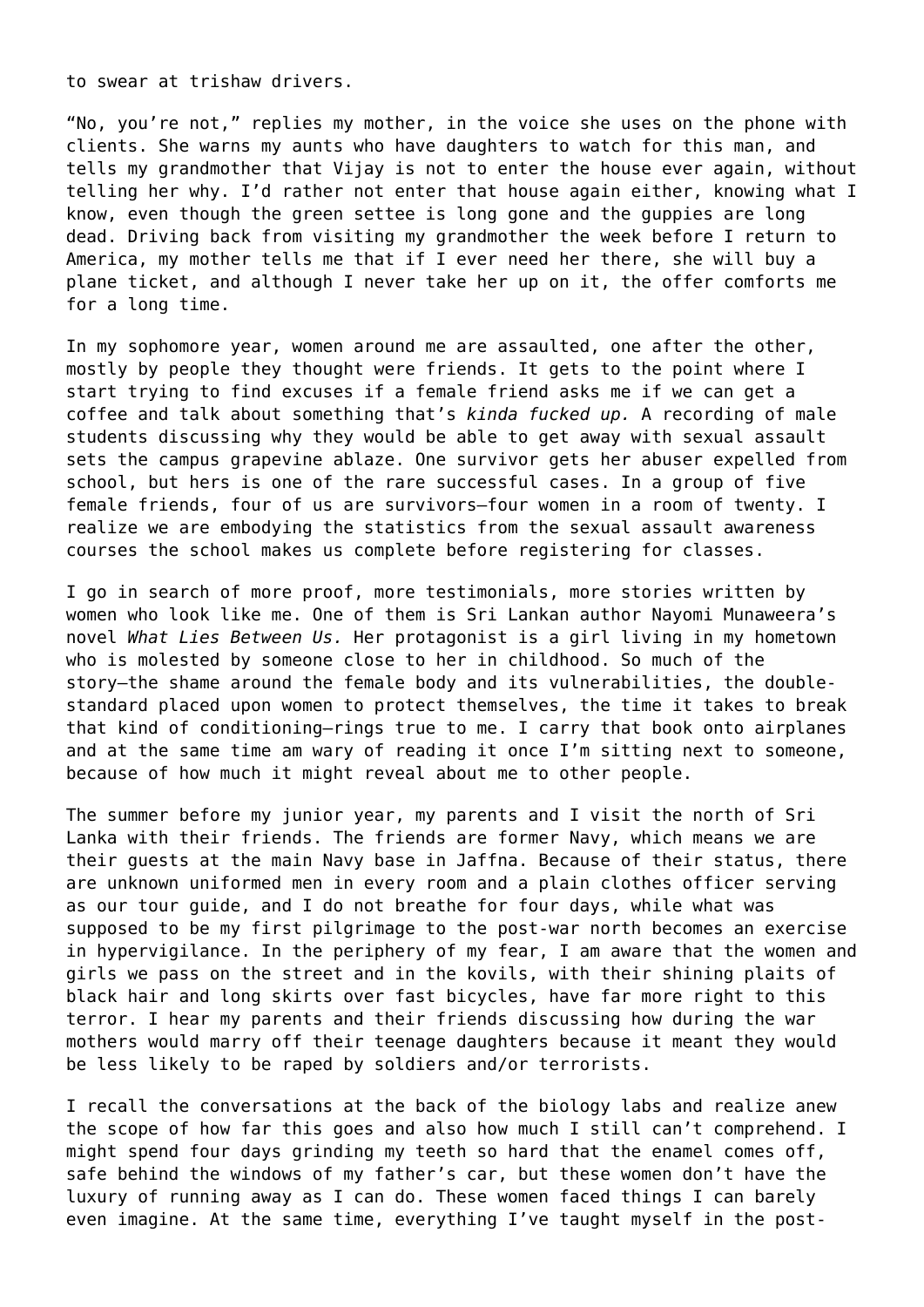to swear at trishaw drivers.

“No, you’re not,” replies my mother, in the voice she uses on the phone with clients. She warns my aunts who have daughters to watch for this man, and tells my grandmother that Vijay is not to enter the house ever again, without telling her why. I’d rather not enter that house again either, knowing what I know, even though the green settee is long gone and the guppies are long dead. Driving back from visiting my grandmother the week before I return to America, my mother tells me that if I ever need her there, she will buy a plane ticket, and although I never take her up on it, the offer comforts me for a long time.

In my sophomore year, women around me are assaulted, one after the other, mostly by people they thought were friends. It gets to the point where I start trying to find excuses if a female friend asks me if we can get a coffee and talk about something that’s *kinda fucked up.* A recording of male students discussing why they would be able to get away with sexual assault sets the campus grapevine ablaze. One survivor gets her abuser expelled from school, but hers is one of the rare successful cases. In a group of five female friends, four of us are survivors—four women in a room of twenty. I realize we are embodying the statistics from the sexual assault awareness courses the school makes us complete before registering for classes.

I go in search of more proof, more testimonials, more stories written by women who look like me. One of them is Sri Lankan author Nayomi Munaweera’s novel *What Lies Between Us.* Her protagonist is a girl living in my hometown who is molested by someone close to her in childhood. So much of the story—the shame around the female body and its vulnerabilities, the double-standard placed upon women to protect themselves, the time it takes to break that kind of conditioning—rings true to me. I carry that book onto airplanes and at the same time am wary of reading it once I’m sitting next to someone, because of how much it might reveal about me to other people.

The summer before my junior year, my parents and I visit the north of Sri Lanka with their friends. The friends are former Navy, which means we are their guests at the main Navy base in Jaffna. Because of their status, there are unknown uniformed men in every room and a plain clothes officer serving as our tour guide, and I do not breathe for four days, while what was supposed to be my first pilgrimage to the post-war north becomes an exercise in hypervigilance. In the periphery of my fear, I am aware that the women and girls we pass on the street and in the kovils, with their shining plaits of black hair and long skirts over fast bicycles, have far more right to this terror. I hear my parents and their friends discussing how during the war mothers would marry off their teenage daughters because it meant they would be less likely to be raped by soldiers and/or terrorists.

I recall the conversations at the back of the biology labs and realize anew the scope of how far this goes and also how much I still can’t comprehend. I might spend four days grinding my teeth so hard that the enamel comes off, safe behind the windows of my father’s car, but these women don’t have the luxury of running away as I can do. These women faced things I can barely even imagine. At the same time, everything I’ve taught myself in the post-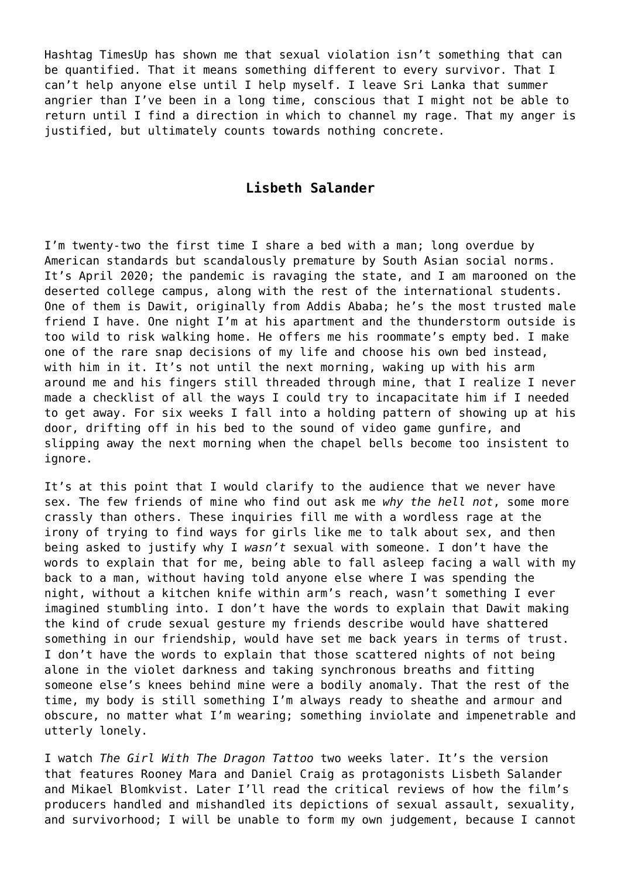Hashtag TimesUp has shown me that sexual violation isn't something that can be quantified. That it means something different to every survivor. That I can't help anyone else until I help myself. I leave Sri Lanka that summer angrier than I've been in a long time, conscious that I might not be able to return until I find a direction in which to channel my rage. That my anger is justified, but ultimately counts towards nothing concrete.

### Lisbeth Salander

I'm twenty-two the first time I share a bed with a man; long overdue by American standards but scandalously premature by South Asian social norms. It's April 2020; the pandemic is ravaging the state, and I am marooned on the deserted college campus, along with the rest of the international students. One of them is Dawit, originally from Addis Ababa; he's the most trusted male friend I have. One night I'm at his apartment and the thunderstorm outside is too wild to risk walking home. He offers me his roommate's empty bed. I make one of the rare snap decisions of my life and choose his own bed instead, with him in it. It's not until the next morning, waking up with his arm around me and his fingers still threaded through mine, that I realize I never made a checklist of all the ways I could try to incapacitate him if I needed to get away. For six weeks I fall into a holding pattern of showing up at his door, drifting off in his bed to the sound of video game gunfire, and slipping away the next morning when the chapel bells become too insistent to ignore.

It's at this point that I would clarify to the audience that we never have sex. The few friends of mine who find out ask me *why the hell not*, some more crassly than others. These inquiries fill me with a wordless rage at the irony of trying to find ways for girls like me to talk about sex, and then being asked to justify why I *wasn't* sexual with someone. I don't have the words to explain that for me, being able to fall asleep facing a wall with my back to a man, without having told anyone else where I was spending the night, without a kitchen knife within arm's reach, wasn't something I ever imagined stumbling into. I don't have the words to explain that Dawit making the kind of crude sexual gesture my friends describe would have shattered something in our friendship, would have set me back years in terms of trust. I don't have the words to explain that those scattered nights of not being alone in the violet darkness and taking synchronous breaths and fitting someone else's knees behind mine were a bodily anomaly. That the rest of the time, my body is still something I'm always ready to sheathe and armour and obscure, no matter what I'm wearing; something inviolate and impenetrable and utterly lonely.

I watch *The Girl With The Dragon Tattoo* two weeks later. It's the version that features Rooney Mara and Daniel Craig as protagonists Lisbeth Salander and Mikael Blomkvist. Later I'll read the critical reviews of how the film's producers handled and mishandled its depictions of sexual assault, sexuality, and survivorhood; I will be unable to form my own judgement, because I cannot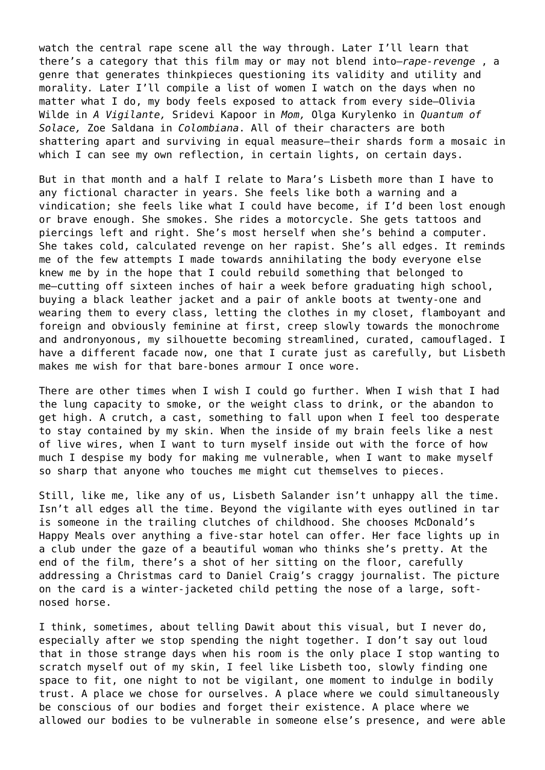watch the central rape scene all the way through. Later I'll learn that there's a category that this film may or may not blend into—*rape-revenge* , a genre that generates thinkpieces questioning its validity and utility and morality. Later I'll compile a list of women I watch on the days when no matter what I do, my body feels exposed to attack from every side—Olivia Wilde in *A Vigilante,* Sridevi Kapoor in *Mom,* Olga Kurylenko in *Quantum of Solace,* Zoe Saldana in *Colombiana*. All of their characters are both shattering apart and surviving in equal measure—their shards form a mosaic in which I can see my own reflection, in certain lights, on certain days.

But in that month and a half I relate to Mara's Lisbeth more than I have to any fictional character in years. She feels like both a warning and a vindication; she feels like what I could have become, if I'd been lost enough or brave enough. She smokes. She rides a motorcycle. She gets tattoos and piercings left and right. She's most herself when she's behind a computer. She takes cold, calculated revenge on her rapist. She's all edges. It reminds me of the few attempts I made towards annihilating the body everyone else knew me by in the hope that I could rebuild something that belonged to me—cutting off sixteen inches of hair a week before graduating high school, buying a black leather jacket and a pair of ankle boots at twenty-one and wearing them to every class, letting the clothes in my closet, flamboyant and foreign and obviously feminine at first, creep slowly towards the monochrome and andronyonous, my silhouette becoming streamlined, curated, camouflaged. I have a different facade now, one that I curate just as carefully, but Lisbeth makes me wish for that bare-bones armour I once wore.

There are other times when I wish I could go further. When I wish that I had the lung capacity to smoke, or the weight class to drink, or the abandon to get high. A crutch, a cast, something to fall upon when I feel too desperate to stay contained by my skin. When the inside of my brain feels like a nest of live wires, when I want to turn myself inside out with the force of how much I despise my body for making me vulnerable, when I want to make myself so sharp that anyone who touches me might cut themselves to pieces.

Still, like me, like any of us, Lisbeth Salander isn't unhappy all the time. Isn't all edges all the time. Beyond the vigilante with eyes outlined in tar is someone in the trailing clutches of childhood. She chooses McDonald's Happy Meals over anything a five-star hotel can offer. Her face lights up in a club under the gaze of a beautiful woman who thinks she's pretty. At the end of the film, there's a shot of her sitting on the floor, carefully addressing a Christmas card to Daniel Craig's craggy journalist. The picture on the card is a winter-jacketed child petting the nose of a large, soft-nosed horse.

I think, sometimes, about telling Dawit about this visual, but I never do, especially after we stop spending the night together. I don't say out loud that in those strange days when his room is the only place I stop wanting to scratch myself out of my skin, I feel like Lisbeth too, slowly finding one space to fit, one night to not be vigilant, one moment to indulge in bodily trust. A place we chose for ourselves. A place where we could simultaneously be conscious of our bodies and forget their existence. A place where we allowed our bodies to be vulnerable in someone else's presence, and were able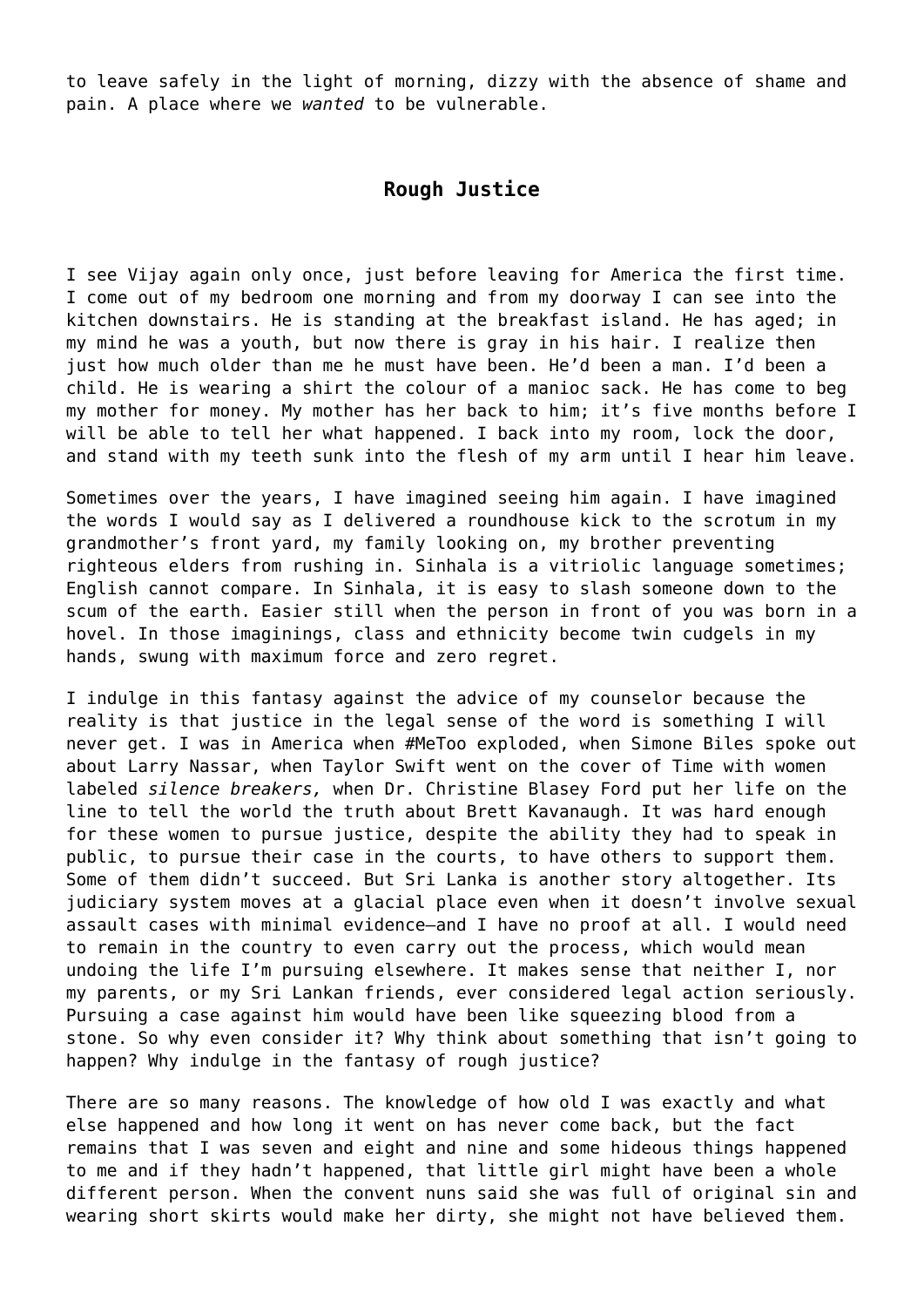to leave safely in the light of morning, dizzy with the absence of shame and pain. A place where we *wanted* to be vulnerable.

## Rough Justice

I see Vijay again only once, just before leaving for America the first time. I come out of my bedroom one morning and from my doorway I can see into the kitchen downstairs. He is standing at the breakfast island. He has aged; in my mind he was a youth, but now there is gray in his hair. I realize then just how much older than me he must have been. He'd been a man. I'd been a child. He is wearing a shirt the colour of a manioc sack. He has come to beg my mother for money. My mother has her back to him; it's five months before I will be able to tell her what happened. I back into my room, lock the door, and stand with my teeth sunk into the flesh of my arm until I hear him leave.

Sometimes over the years, I have imagined seeing him again. I have imagined the words I would say as I delivered a roundhouse kick to the scrotum in my grandmother's front yard, my family looking on, my brother preventing righteous elders from rushing in. Sinhala is a vitriolic language sometimes; English cannot compare. In Sinhala, it is easy to slash someone down to the scum of the earth. Easier still when the person in front of you was born in a hovel. In those imaginings, class and ethnicity become twin cudgels in my hands, swung with maximum force and zero regret.

I indulge in this fantasy against the advice of my counselor because the reality is that justice in the legal sense of the word is something I will never get. I was in America when #MeToo exploded, when Simone Biles spoke out about Larry Nassar, when Taylor Swift went on the cover of Time with women labeled *silence breakers,* when Dr. Christine Blasey Ford put her life on the line to tell the world the truth about Brett Kavanaugh. It was hard enough for these women to pursue justice, despite the ability they had to speak in public, to pursue their case in the courts, to have others to support them. Some of them didn't succeed. But Sri Lanka is another story altogether. Its judiciary system moves at a glacial place even when it doesn't involve sexual assault cases with minimal evidence—and I have no proof at all. I would need to remain in the country to even carry out the process, which would mean undoing the life I'm pursuing elsewhere. It makes sense that neither I, nor my parents, or my Sri Lankan friends, ever considered legal action seriously. Pursuing a case against him would have been like squeezing blood from a stone. So why even consider it? Why think about something that isn't going to happen? Why indulge in the fantasy of rough justice?

There are so many reasons. The knowledge of how old I was exactly and what else happened and how long it went on has never come back, but the fact remains that I was seven and eight and nine and some hideous things happened to me and if they hadn't happened, that little girl might have been a whole different person. When the convent nuns said she was full of original sin and wearing short skirts would make her dirty, she might not have believed them.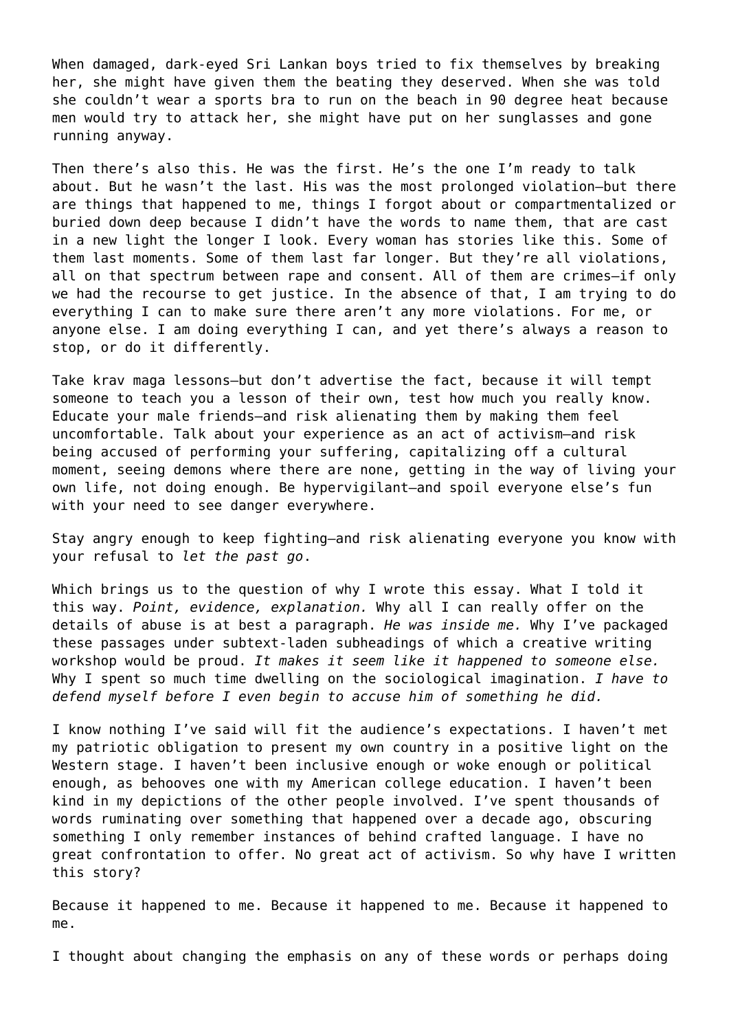When damaged, dark-eyed Sri Lankan boys tried to fix themselves by breaking her, she might have given them the beating they deserved. When she was told she couldn't wear a sports bra to run on the beach in 90 degree heat because men would try to attack her, she might have put on her sunglasses and gone running anyway.

Then there's also this. He was the first. He's the one I'm ready to talk about. But he wasn't the last. His was the most prolonged violation—but there are things that happened to me, things I forgot about or compartmentalized or buried down deep because I didn't have the words to name them, that are cast in a new light the longer I look. Every woman has stories like this. Some of them last moments. Some of them last far longer. But they're all violations, all on that spectrum between rape and consent. All of them are crimes—if only we had the recourse to get justice. In the absence of that, I am trying to do everything I can to make sure there aren't any more violations. For me, or anyone else. I am doing everything I can, and yet there's always a reason to stop, or do it differently.

Take krav maga lessons—but don't advertise the fact, because it will tempt someone to teach you a lesson of their own, test how much you really know. Educate your male friends—and risk alienating them by making them feel uncomfortable. Talk about your experience as an act of activism—and risk being accused of performing your suffering, capitalizing off a cultural moment, seeing demons where there are none, getting in the way of living your own life, not doing enough. Be hypervigilant—and spoil everyone else's fun with your need to see danger everywhere.

Stay angry enough to keep fighting—and risk alienating everyone you know with your refusal to *let the past go*.

Which brings us to the question of why I wrote this essay. What I told it this way. *Point, evidence, explanation.* Why all I can really offer on the details of abuse is at best a paragraph. *He was inside me.* Why I've packaged these passages under subtext-laden subheadings of which a creative writing workshop would be proud. *It makes it seem like it happened to someone else.* Why I spent so much time dwelling on the sociological imagination. *I have to defend myself before I even begin to accuse him of something he did.*

I know nothing I've said will fit the audience's expectations. I haven't met my patriotic obligation to present my own country in a positive light on the Western stage. I haven't been inclusive enough or woke enough or political enough, as behooves one with my American college education. I haven't been kind in my depictions of the other people involved. I've spent thousands of words ruminating over something that happened over a decade ago, obscuring something I only remember instances of behind crafted language. I have no great confrontation to offer. No great act of activism. So why have I written this story?

Because it happened to me. Because it happened to me. Because it happened to me.

I thought about changing the emphasis on any of these words or perhaps doing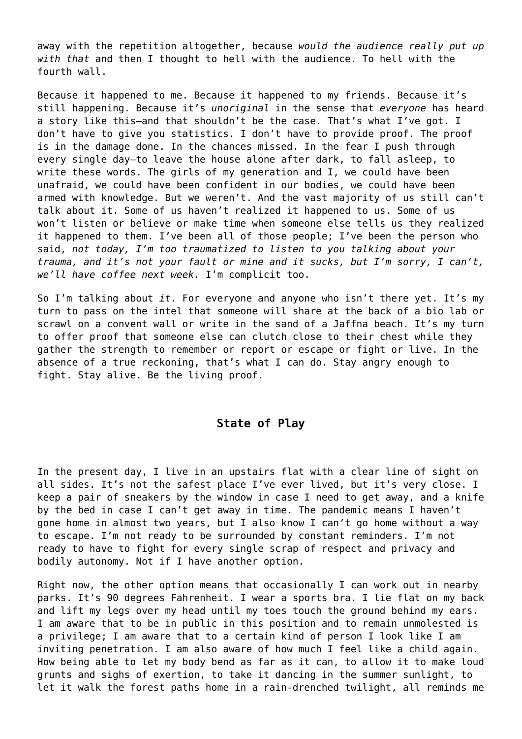away with the repetition altogether, because *would the audience really put up with that* and then I thought to hell with the audience. To hell with the fourth wall.

Because it happened to me. Because it happened to my friends. Because it's still happening. Because it's *unoriginal* in the sense that *everyone* has heard a story like this—and that shouldn't be the case. That's what I've got. I don't have to give you statistics. I don't have to provide proof. The proof is in the damage done. In the chances missed. In the fear I push through every single day—to leave the house alone after dark, to fall asleep, to write these words. The girls of my generation and I, we could have been unafraid, we could have been confident in our bodies, we could have been armed with knowledge. But we weren't. And the vast majority of us still can't talk about it. Some of us haven't realized it happened to us. Some of us won't listen or believe or make time when someone else tells us they realized it happened to them. I've been all of those people; I've been the person who said, *not today, I'm too traumatized to listen to you talking about your trauma, and it's not your fault or mine and it sucks, but I'm sorry, I can't, we'll have coffee next week.* I'm complicit too.

So I'm talking about *it*. For everyone and anyone who isn't there yet. It's my turn to pass on the intel that someone will share at the back of a bio lab or scrawl on a convent wall or write in the sand of a Jaffna beach. It's my turn to offer proof that someone else can clutch close to their chest while they gather the strength to remember or report or escape or fight or live. In the absence of a true reckoning, that's what I can do. Stay angry enough to fight. Stay alive. Be the living proof.

## State of Play

In the present day, I live in an upstairs flat with a clear line of sight on all sides. It's not the safest place I've ever lived, but it's very close. I keep a pair of sneakers by the window in case I need to get away, and a knife by the bed in case I can't get away in time. The pandemic means I haven't gone home in almost two years, but I also know I can't go home without a way to escape. I'm not ready to be surrounded by constant reminders. I'm not ready to have to fight for every single scrap of respect and privacy and bodily autonomy. Not if I have another option.

Right now, the other option means that occasionally I can work out in nearby parks. It's 90 degrees Fahrenheit. I wear a sports bra. I lie flat on my back and lift my legs over my head until my toes touch the ground behind my ears. I am aware that to be in public in this position and to remain unmolested is a privilege; I am aware that to a certain kind of person I look like I am inviting penetration. I am also aware of how much I feel like a child again. How being able to let my body bend as far as it can, to allow it to make loud grunts and sighs of exertion, to take it dancing in the summer sunlight, to let it walk the forest paths home in a rain-drenched twilight, all reminds me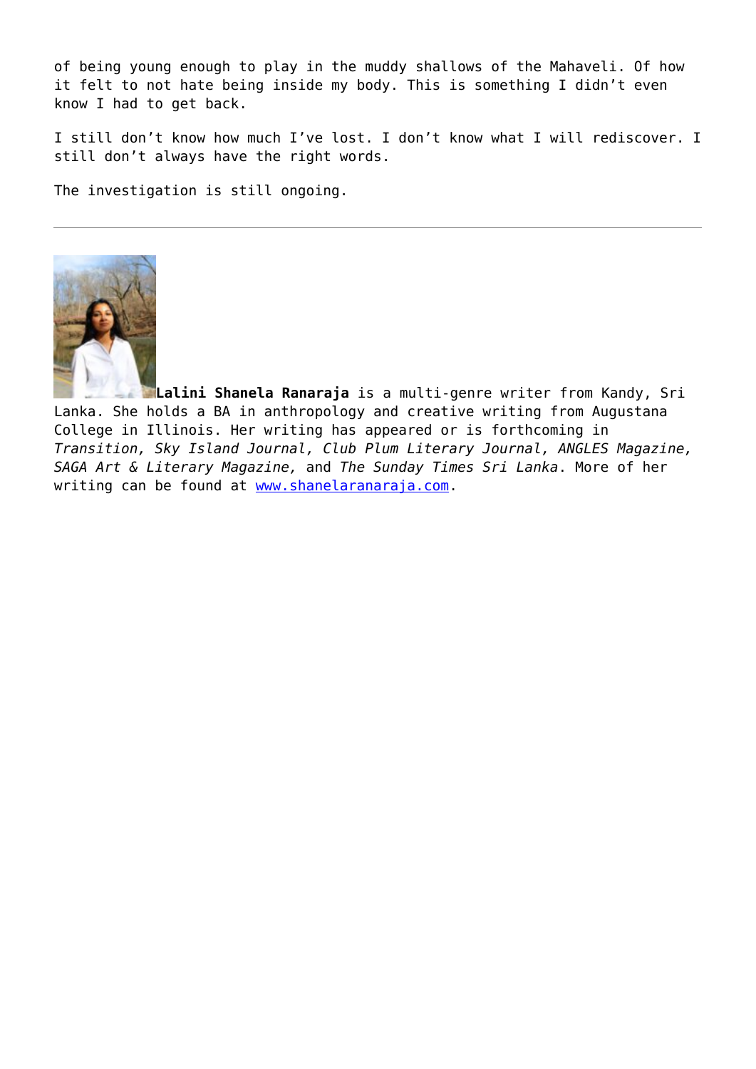of being young enough to play in the muddy shallows of the Mahaveli. Of how it felt to not hate being inside my body. This is something I didn't even know I had to get back.

I still don't know how much I've lost. I don't know what I will rediscover. I still don't always have the right words.

The investigation is still ongoing.

---

**Lalini Shanela Ranaraja** is a multi-genre writer from Kandy, Sri Lanka. She holds a BA in anthropology and creative writing from Augustana College in Illinois. Her writing has appeared or is forthcoming in *Transition, Sky Island Journal, Club Plum Literary Journal, ANGLES Magazine, SAGA Art & Literary Magazine,* and *The Sunday Times Sri Lanka*. More of her writing can be found at [www.shanelaranaraja.com](http://www.shanelaranaraja.com).